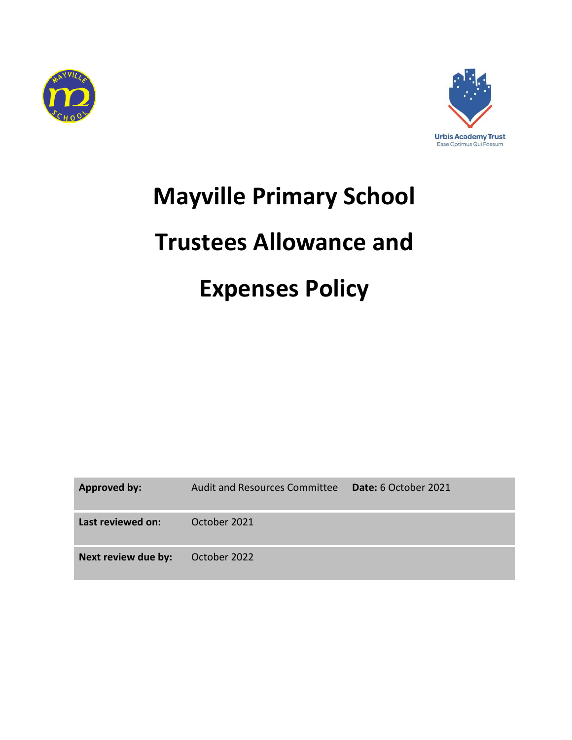Urbis Academy Trust
Esse Optimus Qui Possum

# Mayville Primary School

# Trustees Allowance and Expenses Policy

| | | |
|---|---|---|
| **Approved by:** | Audit and Resources Committee | **Date:** 6 October 2021 |
| **Last reviewed on:** | October 2021 | |
| **Next review due by:** | October 2022 | |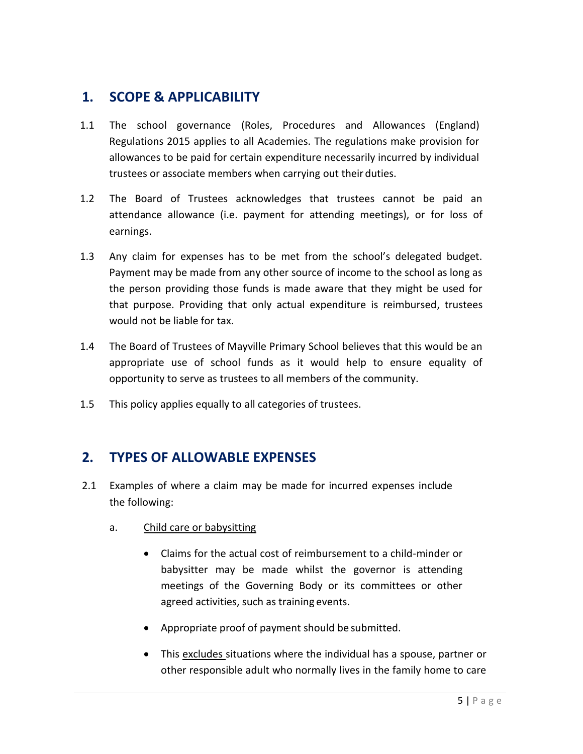## 1. SCOPE & APPLICABILITY

1.1 The school governance (Roles, Procedures and Allowances (England) Regulations 2015 applies to all Academies. The regulations make provision for allowances to be paid for certain expenditure necessarily incurred by individual trustees or associate members when carrying out their duties.

1.2 The Board of Trustees acknowledges that trustees cannot be paid an attendance allowance (i.e. payment for attending meetings), or for loss of earnings.

1.3 Any claim for expenses has to be met from the school's delegated budget. Payment may be made from any other source of income to the school as long as the person providing those funds is made aware that they might be used for that purpose. Providing that only actual expenditure is reimbursed, trustees would not be liable for tax.

1.4 The Board of Trustees of Mayville Primary School believes that this would be an appropriate use of school funds as it would help to ensure equality of opportunity to serve as trustees to all members of the community.

1.5 This policy applies equally to all categories of trustees.

## 2. TYPES OF ALLOWABLE EXPENSES

2.1 Examples of where a claim may be made for incurred expenses include the following:

a. <u>Child care or babysitting</u>

- Claims for the actual cost of reimbursement to a child-minder or babysitter may be made whilst the governor is attending meetings of the Governing Body or its committees or other agreed activities, such as training events.
- Appropriate proof of payment should be submitted.
- This <u>excludes</u> situations where the individual has a spouse, partner or other responsible adult who normally lives in the family home to care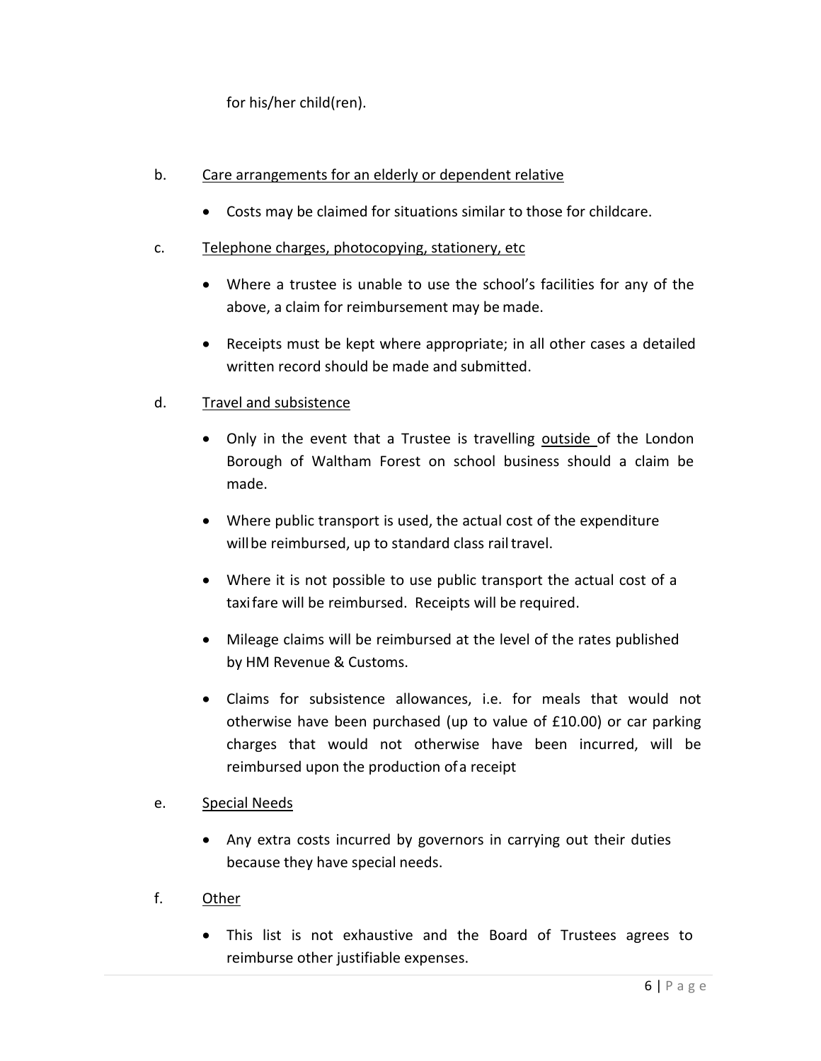for his/her child(ren).

b. Care arrangements for an elderly or dependent relative

- Costs may be claimed for situations similar to those for childcare.

c. Telephone charges, photocopying, stationery, etc

- Where a trustee is unable to use the school's facilities for any of the above, a claim for reimbursement may be made.
- Receipts must be kept where appropriate; in all other cases a detailed written record should be made and submitted.

d. Travel and subsistence

- Only in the event that a Trustee is travelling outside of the London Borough of Waltham Forest on school business should a claim be made.
- Where public transport is used, the actual cost of the expenditure will be reimbursed, up to standard class rail travel.
- Where it is not possible to use public transport the actual cost of a taxi fare will be reimbursed. Receipts will be required.
- Mileage claims will be reimbursed at the level of the rates published by HM Revenue & Customs.
- Claims for subsistence allowances, i.e. for meals that would not otherwise have been purchased (up to value of £10.00) or car parking charges that would not otherwise have been incurred, will be reimbursed upon the production of a receipt

e. Special Needs

- Any extra costs incurred by governors in carrying out their duties because they have special needs.

f. Other

- This list is not exhaustive and the Board of Trustees agrees to reimburse other justifiable expenses.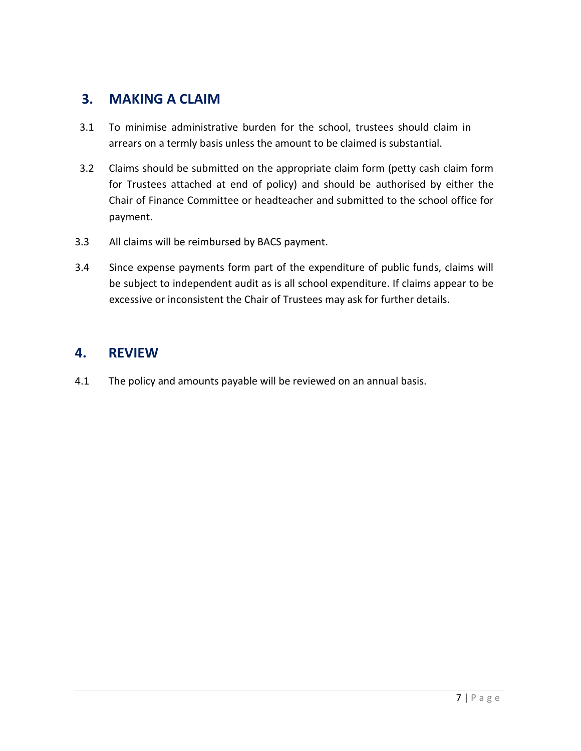## 3. MAKING A CLAIM

3.1 To minimise administrative burden for the school, trustees should claim in arrears on a termly basis unless the amount to be claimed is substantial.

3.2 Claims should be submitted on the appropriate claim form (petty cash claim form for Trustees attached at end of policy) and should be authorised by either the Chair of Finance Committee or headteacher and submitted to the school office for payment.

3.3 All claims will be reimbursed by BACS payment.

3.4 Since expense payments form part of the expenditure of public funds, claims will be subject to independent audit as is all school expenditure. If claims appear to be excessive or inconsistent the Chair of Trustees may ask for further details.

## 4. REVIEW

4.1 The policy and amounts payable will be reviewed on an annual basis.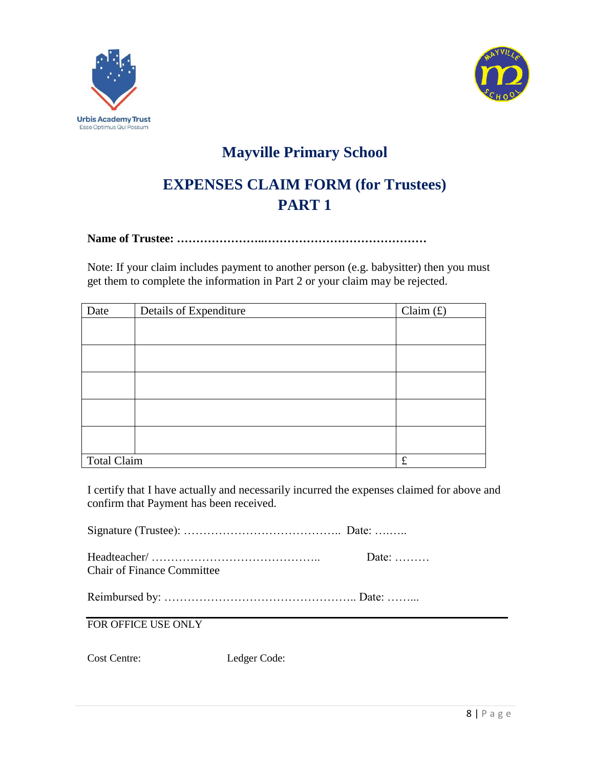Urbis Academy Trust
Esse Optimus Qui Possum

# Mayville Primary School

## EXPENSES CLAIM FORM (for Trustees)
## PART 1

**Name of Trustee: …………………..……………………………………**

Note: If your claim includes payment to another person (e.g. babysitter) then you must get them to complete the information in Part 2 or your claim may be rejected.

| Date | Details of Expenditure | Claim (£) |
|---|---|---|
| | | |
| | | |
| | | |
| | | |
| | | |
| Total Claim | | £ |

I certify that I have actually and necessarily incurred the expenses claimed for above and confirm that Payment has been received.

Signature (Trustee): ………………………………….. Date: ….…..

Headteacher/ …………………………………….. Date: ………
Chair of Finance Committee

Reimbursed by: ………………………………………….. Date: ……...

---

FOR OFFICE USE ONLY

Cost Centre: Ledger Code: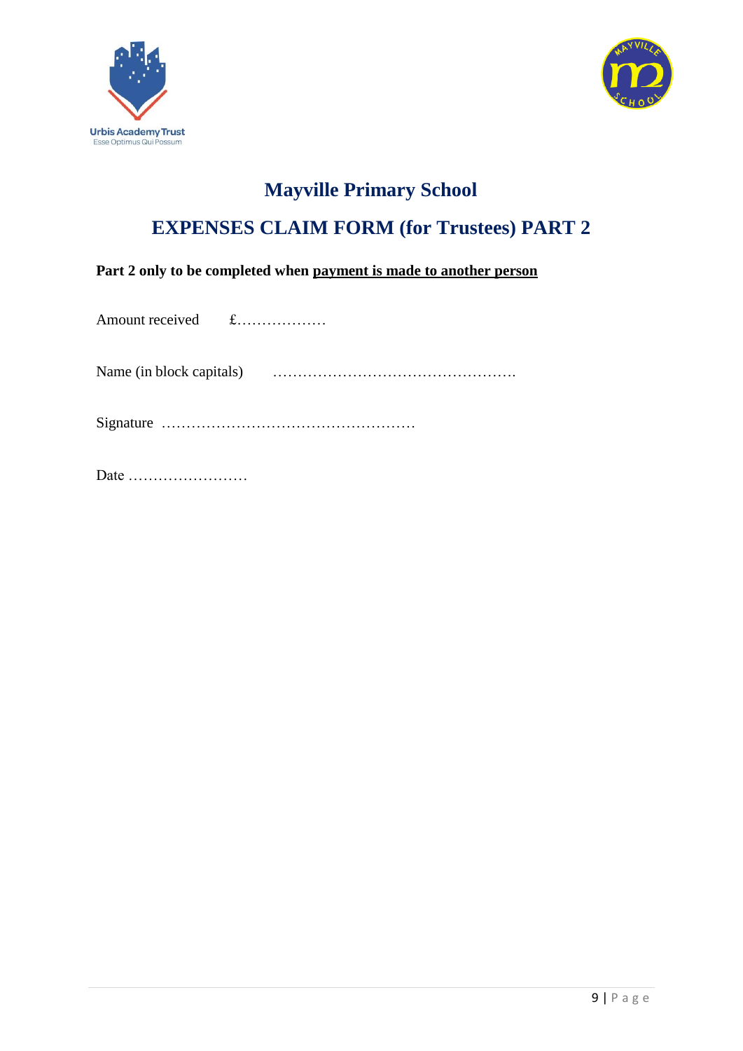Urbis Academy Trust
Esse Optimus Qui Possum

# Mayville Primary School

## EXPENSES CLAIM FORM (for Trustees) PART 2

**Part 2 only to be completed when payment is made to another person**

Amount received £………………

Name (in block capitals) ………………………………………….

Signature ……………………………………………

Date ……………………